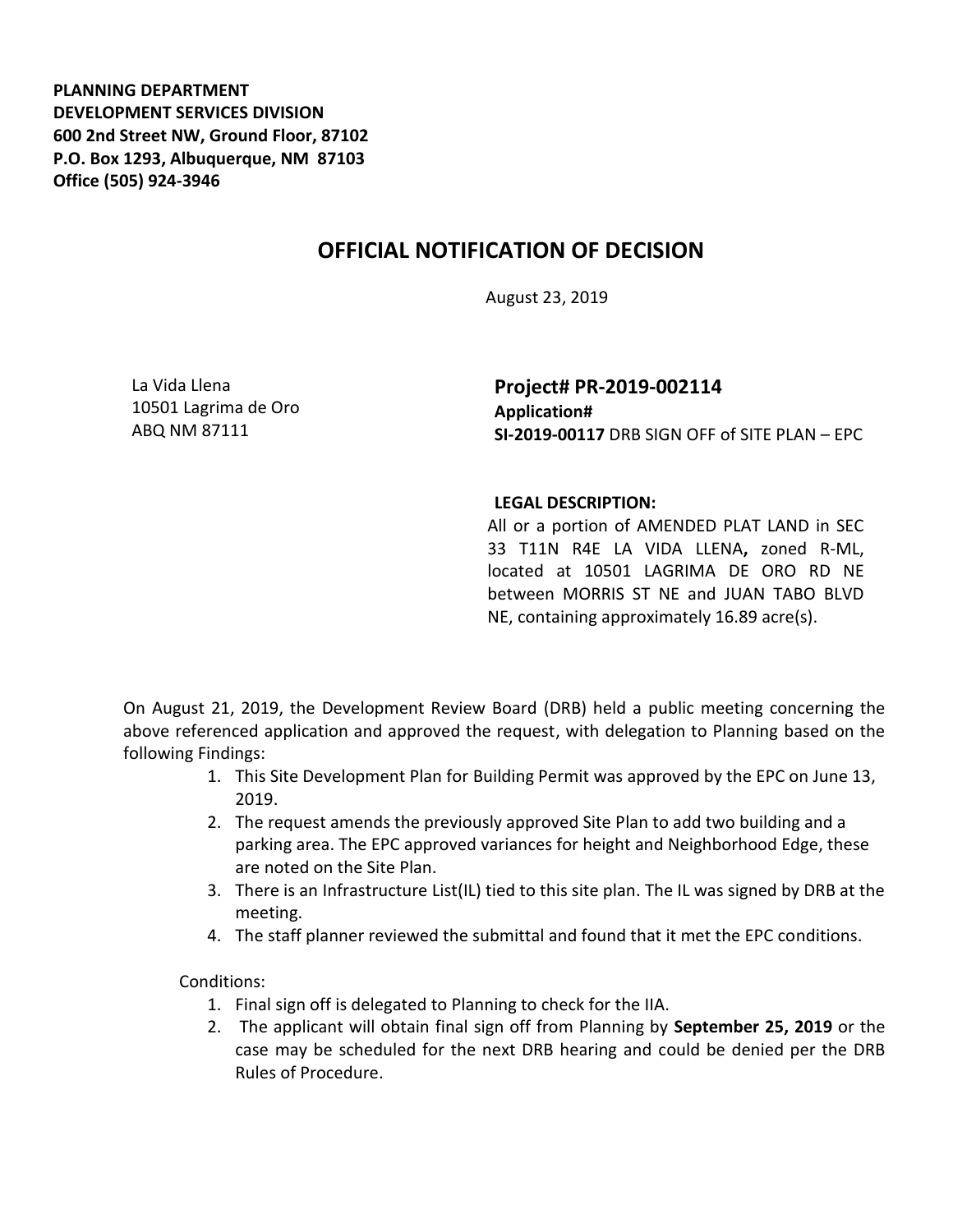**PLANNING DEPARTMENT**
**DEVELOPMENT SERVICES DIVISION**
**600 2nd Street NW, Ground Floor, 87102**
**P.O. Box 1293, Albuquerque, NM 87103**
**Office (505) 924-3946**

# OFFICIAL NOTIFICATION OF DECISION

August 23, 2019

La Vida Llena
10501 Lagrima de Oro
ABQ NM 87111

**Project# PR-2019-002114**
**Application#**
**SI-2019-00117** DRB SIGN OFF of SITE PLAN – EPC

**LEGAL DESCRIPTION:**
All or a portion of AMENDED PLAT LAND in SEC 33 T11N R4E LA VIDA LLENA**,** zoned R-ML, located at 10501 LAGRIMA DE ORO RD NE between MORRIS ST NE and JUAN TABO BLVD NE, containing approximately 16.89 acre(s).

On August 21, 2019, the Development Review Board (DRB) held a public meeting concerning the above referenced application and approved the request, with delegation to Planning based on the following Findings:

1. This Site Development Plan for Building Permit was approved by the EPC on June 13, 2019.
2. The request amends the previously approved Site Plan to add two building and a parking area. The EPC approved variances for height and Neighborhood Edge, these are noted on the Site Plan.
3. There is an Infrastructure List(IL) tied to this site plan. The IL was signed by DRB at the meeting.
4. The staff planner reviewed the submittal and found that it met the EPC conditions.

Conditions:

1. Final sign off is delegated to Planning to check for the IIA.
2. The applicant will obtain final sign off from Planning by **September 25, 2019** or the case may be scheduled for the next DRB hearing and could be denied per the DRB Rules of Procedure.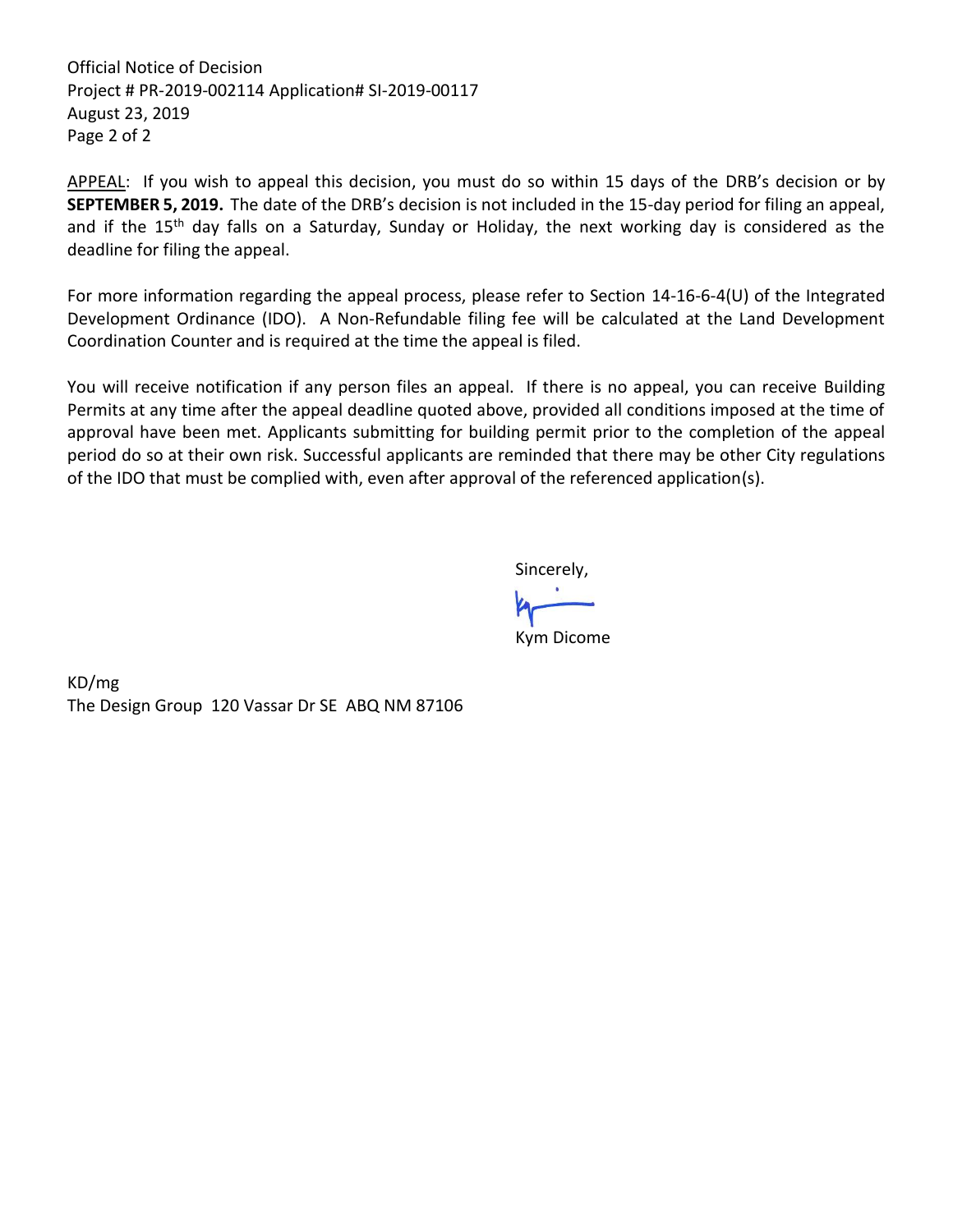APPEAL: If you wish to appeal this decision, you must do so within 15 days of the DRB's decision or by **SEPTEMBER 5, 2019.** The date of the DRB's decision is not included in the 15-day period for filing an appeal, and if the 15th day falls on a Saturday, Sunday or Holiday, the next working day is considered as the deadline for filing the appeal.

For more information regarding the appeal process, please refer to Section 14-16-6-4(U) of the Integrated Development Ordinance (IDO). A Non-Refundable filing fee will be calculated at the Land Development Coordination Counter and is required at the time the appeal is filed.

You will receive notification if any person files an appeal. If there is no appeal, you can receive Building Permits at any time after the appeal deadline quoted above, provided all conditions imposed at the time of approval have been met. Applicants submitting for building permit prior to the completion of the appeal period do so at their own risk. Successful applicants are reminded that there may be other City regulations of the IDO that must be complied with, even after approval of the referenced application(s).

Sincerely,

Kym Dicome

KD/mg

The Design Group 120 Vassar Dr SE ABQ NM 87106